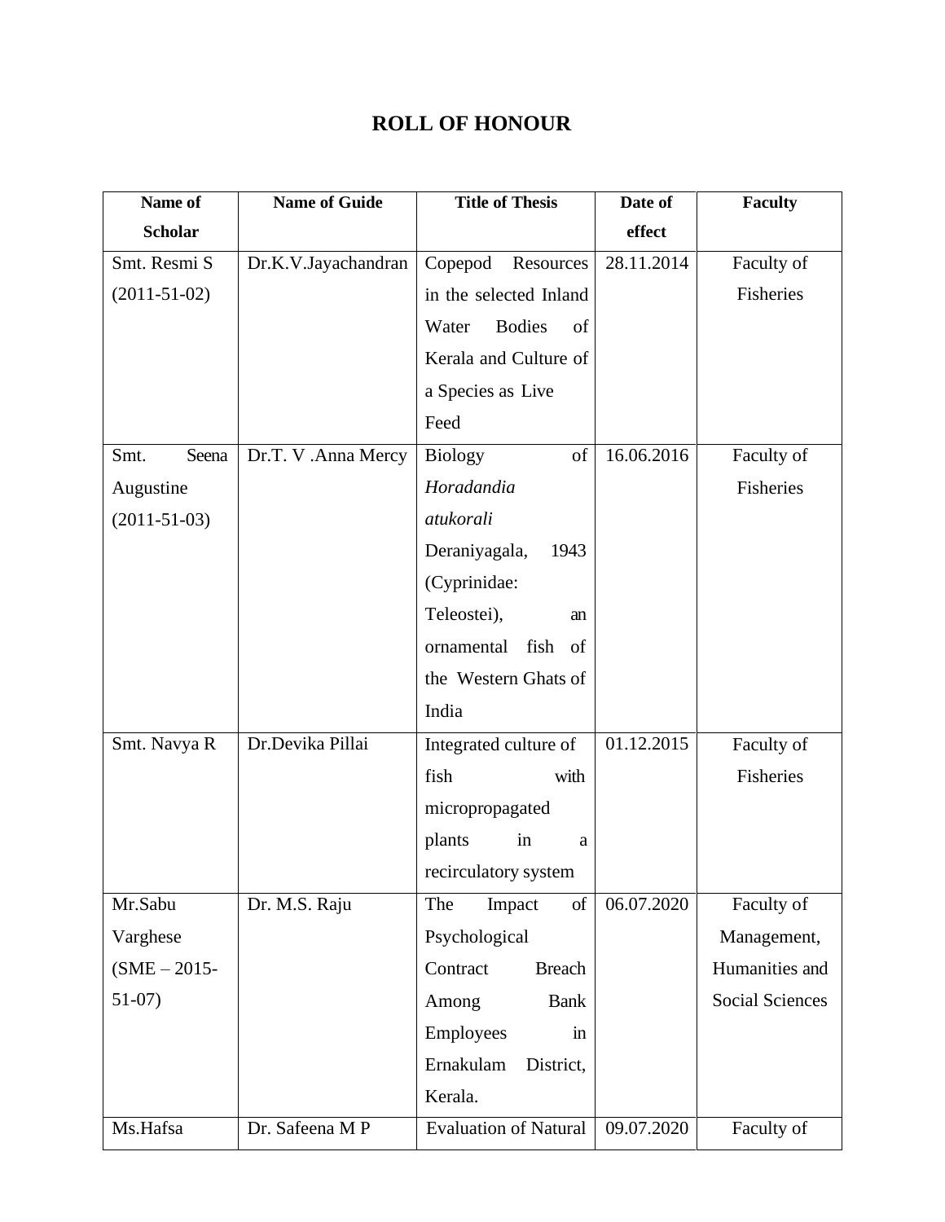# ROLL OF HONOUR

| Name of Scholar | Name of Guide | Title of Thesis | Date of effect | Faculty |
|---|---|---|---|---|
| Smt. Resmi S (2011-51-02) | Dr.K.V.Jayachandran | Copepod Resources in the selected Inland Water Bodies of Kerala and Culture of a Species as Live Feed | 28.11.2014 | Faculty of Fisheries |
| Smt. Seena Augustine (2011-51-03) | Dr.T. V .Anna Mercy | Biology of *Horadandia atukorali* Deraniyagala, 1943 (Cyprinidae: Teleostei), an ornamental fish of the Western Ghats of India | 16.06.2016 | Faculty of Fisheries |
| Smt. Navya R | Dr.Devika Pillai | Integrated culture of fish with micropropagated plants in a recirculatory system | 01.12.2015 | Faculty of Fisheries |
| Mr.Sabu Varghese (SME – 2015-51-07) | Dr. M.S. Raju | The Impact of Psychological Contract Breach Among Bank Employees in Ernakulam District, Kerala. | 06.07.2020 | Faculty of Management, Humanities and Social Sciences |
| Ms.Hafsa | Dr. Safeena M P | Evaluation of Natural | 09.07.2020 | Faculty of |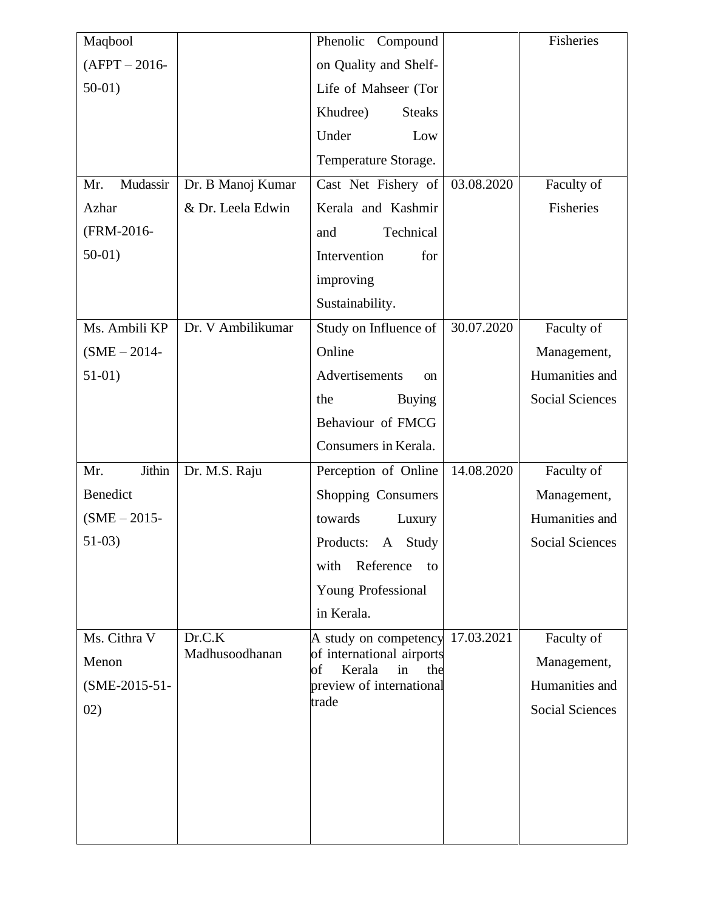| | | | | |
|---|---|---|---|---|
| Maqbool (AFPT – 2016-50-01) | | Phenolic Compound on Quality and Shelf-Life of Mahseer (Tor Khudree) Steaks Under Low Temperature Storage. | | Fisheries |
| Mr. Mudassir Azhar (FRM-2016-50-01) | Dr. B Manoj Kumar & Dr. Leela Edwin | Cast Net Fishery of Kerala and Kashmir and Technical Intervention for improving Sustainability. | 03.08.2020 | Faculty of Fisheries |
| Ms. Ambili KP (SME – 2014-51-01) | Dr. V Ambilikumar | Study on Influence of Online Advertisements on the Buying Behaviour of FMCG Consumers in Kerala. | 30.07.2020 | Faculty of Management, Humanities and Social Sciences |
| Mr. Jithin Benedict (SME – 2015-51-03) | Dr. M.S. Raju | Perception of Online Shopping Consumers towards Luxury Products: A Study with Reference to Young Professional in Kerala. | 14.08.2020 | Faculty of Management, Humanities and Social Sciences |
| Ms. Cithra V Menon (SME-2015-51-02) | Dr.C.K Madhusoodhanan | A study on competency of international airports of Kerala in the preview of international trade | 17.03.2021 | Faculty of Management, Humanities and Social Sciences |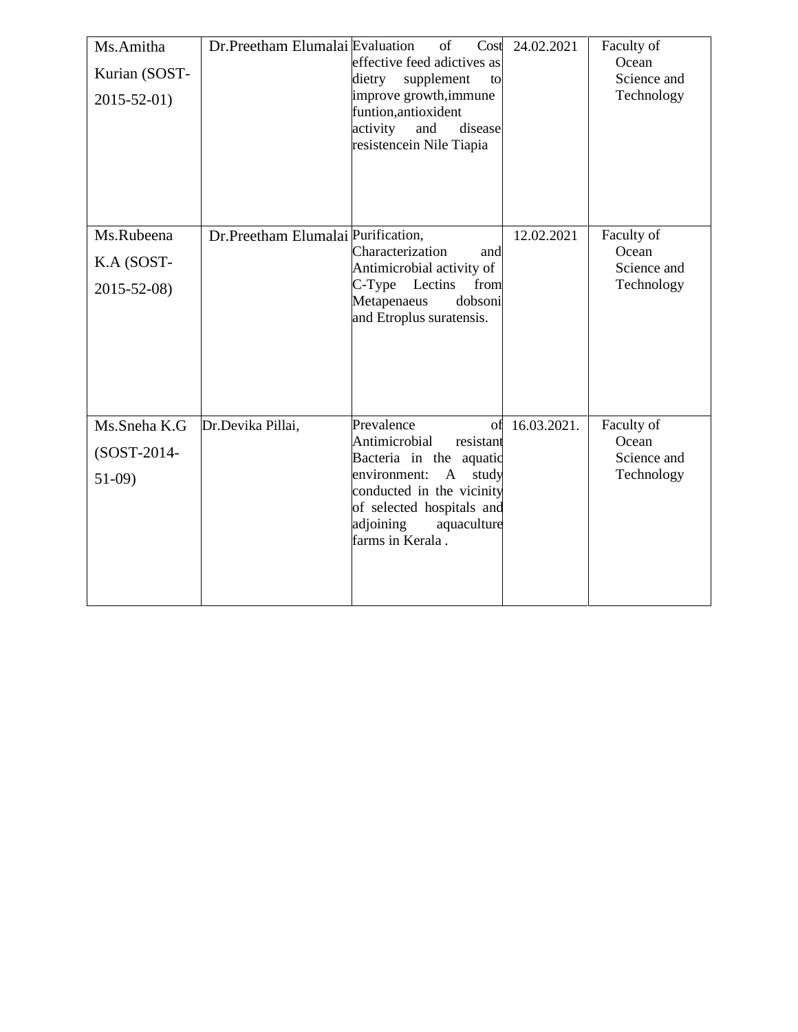| | | | | |
|---|---|---|---|---|
| Ms.Amitha Kurian (SOST-2015-52-01) | Dr.Preetham Elumalai | Evaluation of Cost effective feed adictives as dietry supplement to improve growth,immune funtion,antioxident activity and disease resistencein Nile Tiapia | 24.02.2021 | Faculty of Ocean Science and Technology |
| Ms.Rubeena K.A (SOST-2015-52-08) | Dr.Preetham Elumalai | Purification, Characterization and Antimicrobial activity of C-Type Lectins from Metapenaeus dobsoni and Etroplus suratensis. | 12.02.2021 | Faculty of Ocean Science and Technology |
| Ms.Sneha K.G (SOST-2014-51-09) | Dr.Devika Pillai, | Prevalence of Antimicrobial resistant Bacteria in the aquatic environment: A study conducted in the vicinity of selected hospitals and adjoining aquaculture farms in Kerala . | 16.03.2021. | Faculty of Ocean Science and Technology |